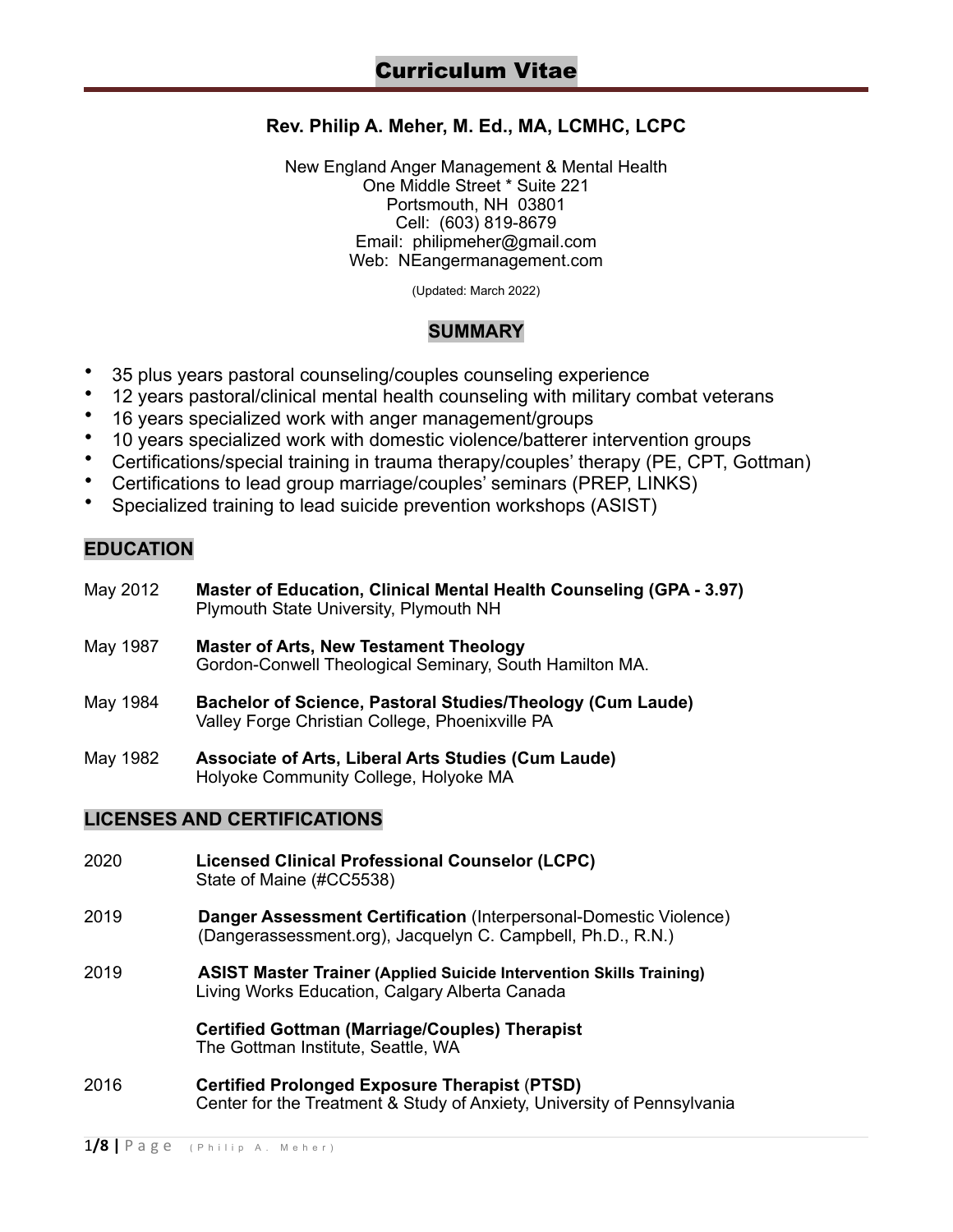# Curriculum Vitae

**Rev. Philip A. Meher, M. Ed., MA, LCMHC, LCPC**

New England Anger Management & Mental Health
One Middle Street * Suite 221
Portsmouth, NH 03801
Cell: (603) 819-8679
Email: philipmeher@gmail.com
Web: NEangermanagement.com

(Updated: March 2022)

## SUMMARY

- 35 plus years pastoral counseling/couples counseling experience
- 12 years pastoral/clinical mental health counseling with military combat veterans
- 16 years specialized work with anger management/groups
- 10 years specialized work with domestic violence/batterer intervention groups
- Certifications/special training in trauma therapy/couples' therapy (PE, CPT, Gottman)
- Certifications to lead group marriage/couples' seminars (PREP, LINKS)
- Specialized training to lead suicide prevention workshops (ASIST)

## EDUCATION

May 2012 — **Master of Education, Clinical Mental Health Counseling (GPA - 3.97)**
Plymouth State University, Plymouth NH

May 1987 — **Master of Arts, New Testament Theology**
Gordon-Conwell Theological Seminary, South Hamilton MA.

May 1984 — **Bachelor of Science, Pastoral Studies/Theology (Cum Laude)**
Valley Forge Christian College, Phoenixville PA

May 1982 — **Associate of Arts, Liberal Arts Studies (Cum Laude)**
Holyoke Community College, Holyoke MA

## LICENSES AND CERTIFICATIONS

2020 — **Licensed Clinical Professional Counselor (LCPC)**
State of Maine (#CC5538)

2019 — **Danger Assessment Certification** (Interpersonal-Domestic Violence)
(Dangerassessment.org), Jacquelyn C. Campbell, Ph.D., R.N.)

2019 — **ASIST Master Trainer (Applied Suicide Intervention Skills Training)**
Living Works Education, Calgary Alberta Canada

**Certified Gottman (Marriage/Couples) Therapist**
The Gottman Institute, Seattle, WA

2016 — **Certified Prolonged Exposure Therapist (PTSD)**
Center for the Treatment & Study of Anxiety, University of Pennsylvania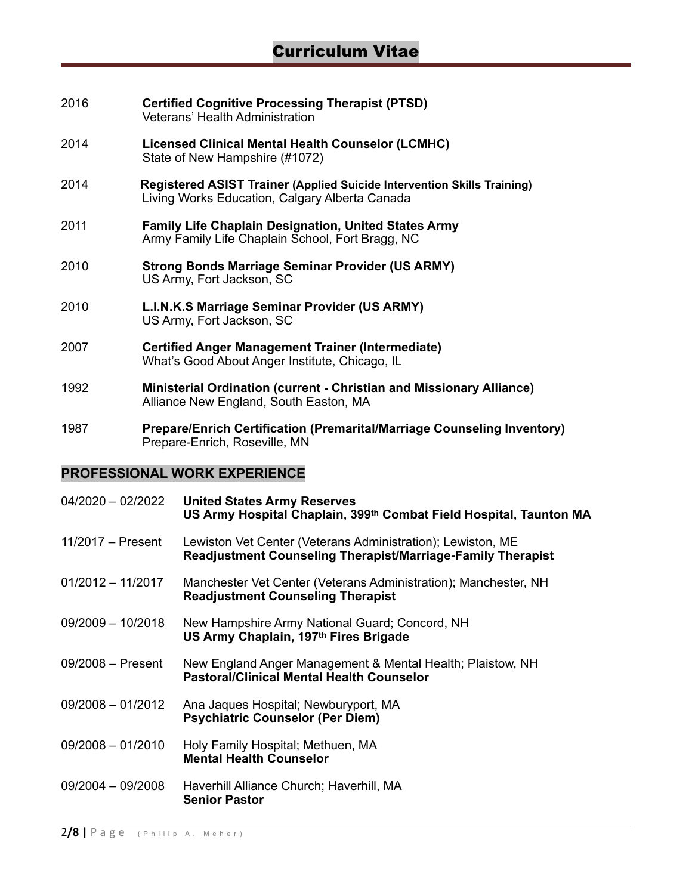# Curriculum Vitae

2016 **Certified Cognitive Processing Therapist (PTSD)**
Veterans' Health Administration

2014 **Licensed Clinical Mental Health Counselor (LCMHC)**
State of New Hampshire (#1072)

2014 **Registered ASIST Trainer (Applied Suicide Intervention Skills Training)**
Living Works Education, Calgary Alberta Canada

2011 **Family Life Chaplain Designation, United States Army**
Army Family Life Chaplain School, Fort Bragg, NC

2010 **Strong Bonds Marriage Seminar Provider (US ARMY)**
US Army, Fort Jackson, SC

2010 **L.I.N.K.S Marriage Seminar Provider (US ARMY)**
US Army, Fort Jackson, SC

2007 **Certified Anger Management Trainer (Intermediate)**
What's Good About Anger Institute, Chicago, IL

1992 **Ministerial Ordination (current - Christian and Missionary Alliance)**
Alliance New England, South Easton, MA

1987 **Prepare/Enrich Certification (Premarital/Marriage Counseling Inventory)**
Prepare-Enrich, Roseville, MN

## PROFESSIONAL WORK EXPERIENCE

04/2020 – 02/2022 **United States Army Reserves**
**US Army Hospital Chaplain, 399th Combat Field Hospital, Taunton MA**

11/2017 – Present Lewiston Vet Center (Veterans Administration); Lewiston, ME
**Readjustment Counseling Therapist/Marriage-Family Therapist**

01/2012 – 11/2017 Manchester Vet Center (Veterans Administration); Manchester, NH
**Readjustment Counseling Therapist**

09/2009 – 10/2018 New Hampshire Army National Guard; Concord, NH
**US Army Chaplain, 197th Fires Brigade**

09/2008 – Present New England Anger Management & Mental Health; Plaistow, NH
**Pastoral/Clinical Mental Health Counselor**

09/2008 – 01/2012 Ana Jaques Hospital; Newburyport, MA
**Psychiatric Counselor (Per Diem)**

09/2008 – 01/2010 Holy Family Hospital; Methuen, MA
**Mental Health Counselor**

09/2004 – 09/2008 Haverhill Alliance Church; Haverhill, MA
**Senior Pastor**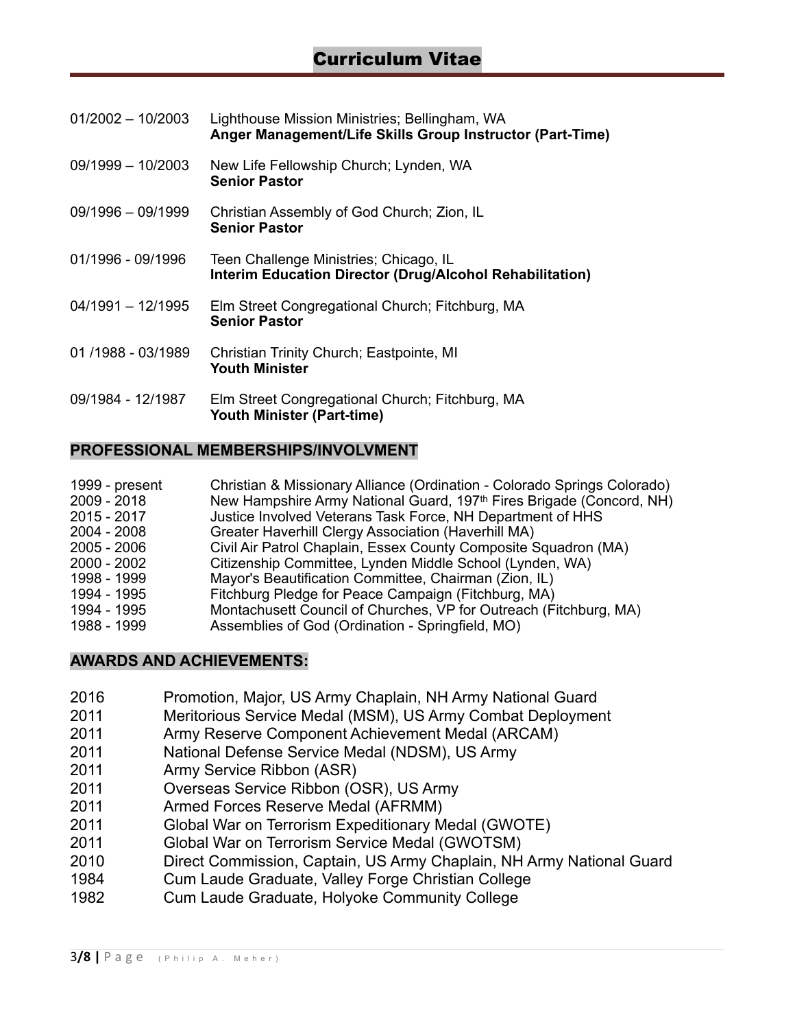# Curriculum Vitae

| | | |
|---|---|---|
| 01/2002 – 10/2003 | Lighthouse Mission Ministries; Bellingham, WA<br>**Anger Management/Life Skills Group Instructor (Part-Time)** |
| 09/1999 – 10/2003 | New Life Fellowship Church; Lynden, WA<br>**Senior Pastor** |
| 09/1996 – 09/1999 | Christian Assembly of God Church; Zion, IL<br>**Senior Pastor** |
| 01/1996 - 09/1996 | Teen Challenge Ministries; Chicago, IL<br>**Interim Education Director (Drug/Alcohol Rehabilitation)** |
| 04/1991 – 12/1995 | Elm Street Congregational Church; Fitchburg, MA<br>**Senior Pastor** |
| 01 /1988 - 03/1989 | Christian Trinity Church; Eastpointe, MI<br>**Youth Minister** |
| 09/1984 - 12/1987 | Elm Street Congregational Church; Fitchburg, MA<br>**Youth Minister (Part-time)** |

## PROFESSIONAL MEMBERSHIPS/INVOLVMENT

| | |
|---|---|
| 1999 - present | Christian & Missionary Alliance (Ordination - Colorado Springs Colorado) |
| 2009 - 2018 | New Hampshire Army National Guard, 197th Fires Brigade (Concord, NH) |
| 2015 - 2017 | Justice Involved Veterans Task Force, NH Department of HHS |
| 2004 - 2008 | Greater Haverhill Clergy Association (Haverhill MA) |
| 2005 - 2006 | Civil Air Patrol Chaplain, Essex County Composite Squadron (MA) |
| 2000 - 2002 | Citizenship Committee, Lynden Middle School (Lynden, WA) |
| 1998 - 1999 | Mayor's Beautification Committee, Chairman (Zion, IL) |
| 1994 - 1995 | Fitchburg Pledge for Peace Campaign (Fitchburg, MA) |
| 1994 - 1995 | Montachusett Council of Churches, VP for Outreach (Fitchburg, MA) |
| 1988 - 1999 | Assemblies of God (Ordination - Springfield, MO) |

## AWARDS AND ACHIEVEMENTS:

| | |
|---|---|
| 2016 | Promotion, Major, US Army Chaplain, NH Army National Guard |
| 2011 | Meritorious Service Medal (MSM), US Army Combat Deployment |
| 2011 | Army Reserve Component Achievement Medal (ARCAM) |
| 2011 | National Defense Service Medal (NDSM), US Army |
| 2011 | Army Service Ribbon (ASR) |
| 2011 | Overseas Service Ribbon (OSR), US Army |
| 2011 | Armed Forces Reserve Medal (AFRMM) |
| 2011 | Global War on Terrorism Expeditionary Medal (GWOTE) |
| 2011 | Global War on Terrorism Service Medal (GWOTSM) |
| 2010 | Direct Commission, Captain, US Army Chaplain, NH Army National Guard |
| 1984 | Cum Laude Graduate, Valley Forge Christian College |
| 1982 | Cum Laude Graduate, Holyoke Community College |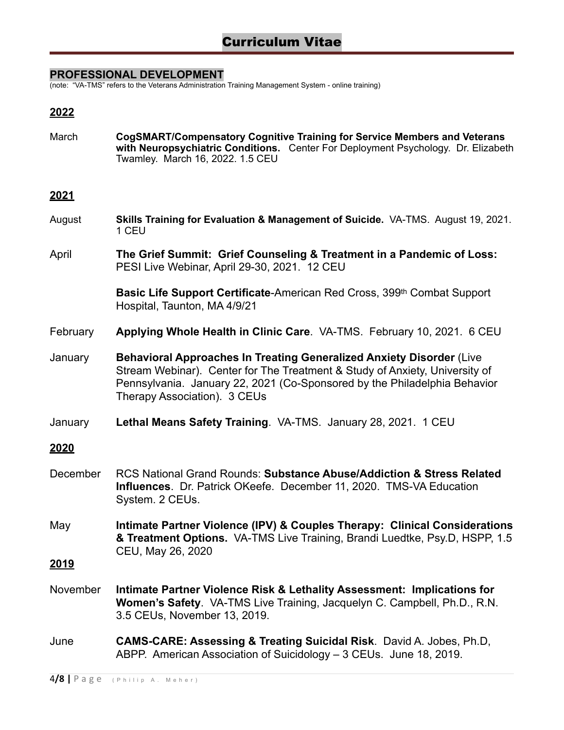# Curriculum Vitae

## PROFESSIONAL DEVELOPMENT

(note: "VA-TMS" refers to the Veterans Administration Training Management System - online training)

### 2022

March **CogSMART/Compensatory Cognitive Training for Service Members and Veterans with Neuropsychiatric Conditions.** Center For Deployment Psychology. Dr. Elizabeth Twamley. March 16, 2022. 1.5 CEU

### 2021

August **Skills Training for Evaluation & Management of Suicide.** VA-TMS. August 19, 2021. 1 CEU

April **The Grief Summit: Grief Counseling & Treatment in a Pandemic of Loss:** PESI Live Webinar, April 29-30, 2021. 12 CEU

**Basic Life Support Certificate**-American Red Cross, 399th Combat Support Hospital, Taunton, MA 4/9/21

February **Applying Whole Health in Clinic Care**. VA-TMS. February 10, 2021. 6 CEU

January **Behavioral Approaches In Treating Generalized Anxiety Disorder** (Live Stream Webinar). Center for The Treatment & Study of Anxiety, University of Pennsylvania. January 22, 2021 (Co-Sponsored by the Philadelphia Behavior Therapy Association). 3 CEUs

January **Lethal Means Safety Training**. VA-TMS. January 28, 2021. 1 CEU

### 2020

December RCS National Grand Rounds: **Substance Abuse/Addiction & Stress Related Influences**. Dr. Patrick OKeefe. December 11, 2020. TMS-VA Education System. 2 CEUs.

May **Intimate Partner Violence (IPV) & Couples Therapy: Clinical Considerations & Treatment Options.** VA-TMS Live Training, Brandi Luedtke, Psy.D, HSPP, 1.5 CEU, May 26, 2020

### 2019

November **Intimate Partner Violence Risk & Lethality Assessment: Implications for Women's Safety**. VA-TMS Live Training, Jacquelyn C. Campbell, Ph.D., R.N. 3.5 CEUs, November 13, 2019.

June **CAMS-CARE: Assessing & Treating Suicidal Risk**. David A. Jobes, Ph.D, ABPP. American Association of Suicidology – 3 CEUs. June 18, 2019.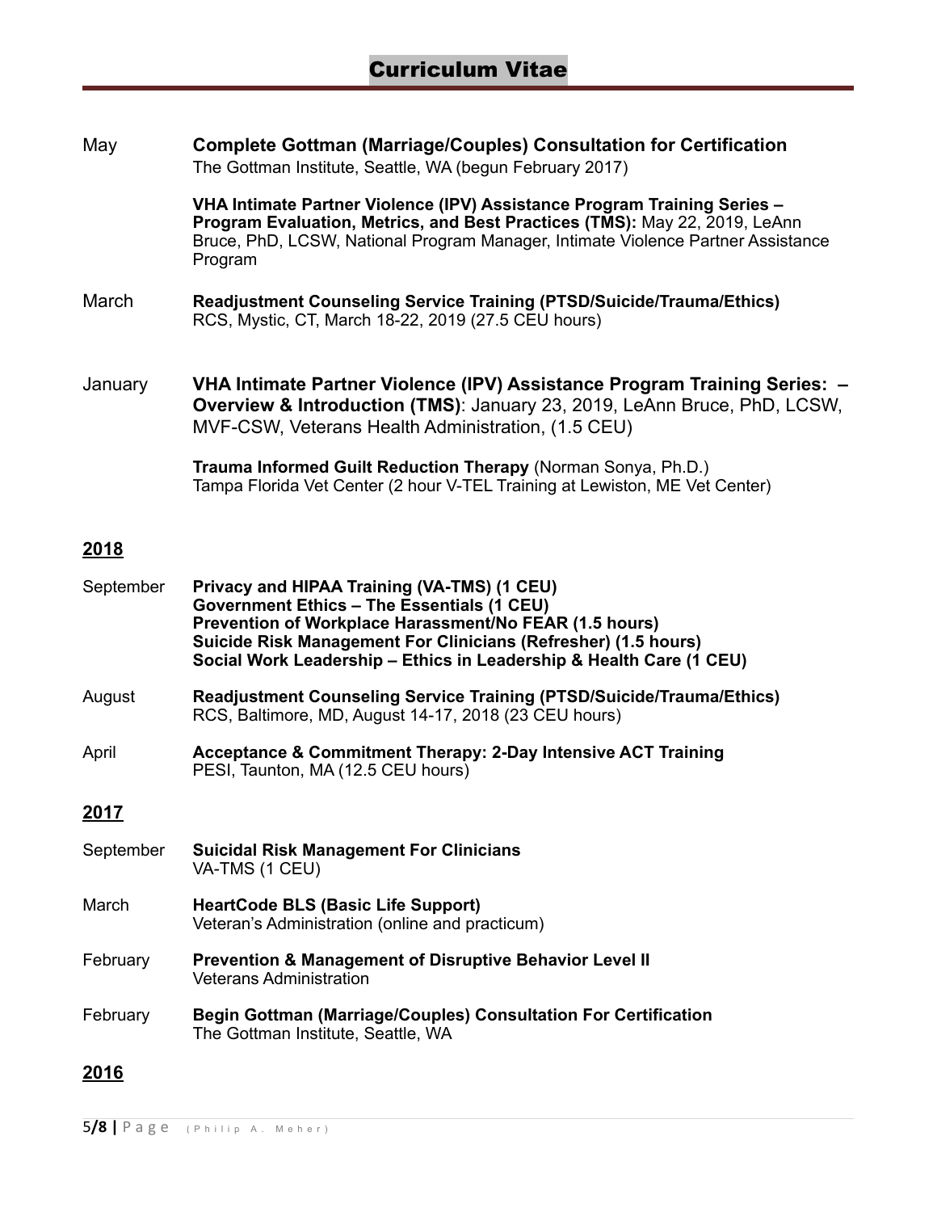# Curriculum Vitae

May **Complete Gottman (Marriage/Couples) Consultation for Certification**
The Gottman Institute, Seattle, WA (begun February 2017)

**VHA Intimate Partner Violence (IPV) Assistance Program Training Series – Program Evaluation, Metrics, and Best Practices (TMS):** May 22, 2019, LeAnn Bruce, PhD, LCSW, National Program Manager, Intimate Violence Partner Assistance Program

March **Readjustment Counseling Service Training (PTSD/Suicide/Trauma/Ethics)**
RCS, Mystic, CT, March 18-22, 2019 (27.5 CEU hours)

January **VHA Intimate Partner Violence (IPV) Assistance Program Training Series: – Overview & Introduction (TMS)**: January 23, 2019, LeAnn Bruce, PhD, LCSW, MVF-CSW, Veterans Health Administration, (1.5 CEU)

**Trauma Informed Guilt Reduction Therapy** (Norman Sonya, Ph.D.)
Tampa Florida Vet Center (2 hour V-TEL Training at Lewiston, ME Vet Center)

## 2018

September **Privacy and HIPAA Training (VA-TMS) (1 CEU)**
**Government Ethics – The Essentials (1 CEU)**
**Prevention of Workplace Harassment/No FEAR (1.5 hours)**
**Suicide Risk Management For Clinicians (Refresher) (1.5 hours)**
**Social Work Leadership – Ethics in Leadership & Health Care (1 CEU)**

August **Readjustment Counseling Service Training (PTSD/Suicide/Trauma/Ethics)**
RCS, Baltimore, MD, August 14-17, 2018 (23 CEU hours)

April **Acceptance & Commitment Therapy: 2-Day Intensive ACT Training**
PESI, Taunton, MA (12.5 CEU hours)

## 2017

September **Suicidal Risk Management For Clinicians**
VA-TMS (1 CEU)

March **HeartCode BLS (Basic Life Support)**
Veteran's Administration (online and practicum)

February **Prevention & Management of Disruptive Behavior Level II**
Veterans Administration

February **Begin Gottman (Marriage/Couples) Consultation For Certification**
The Gottman Institute, Seattle, WA

## 2016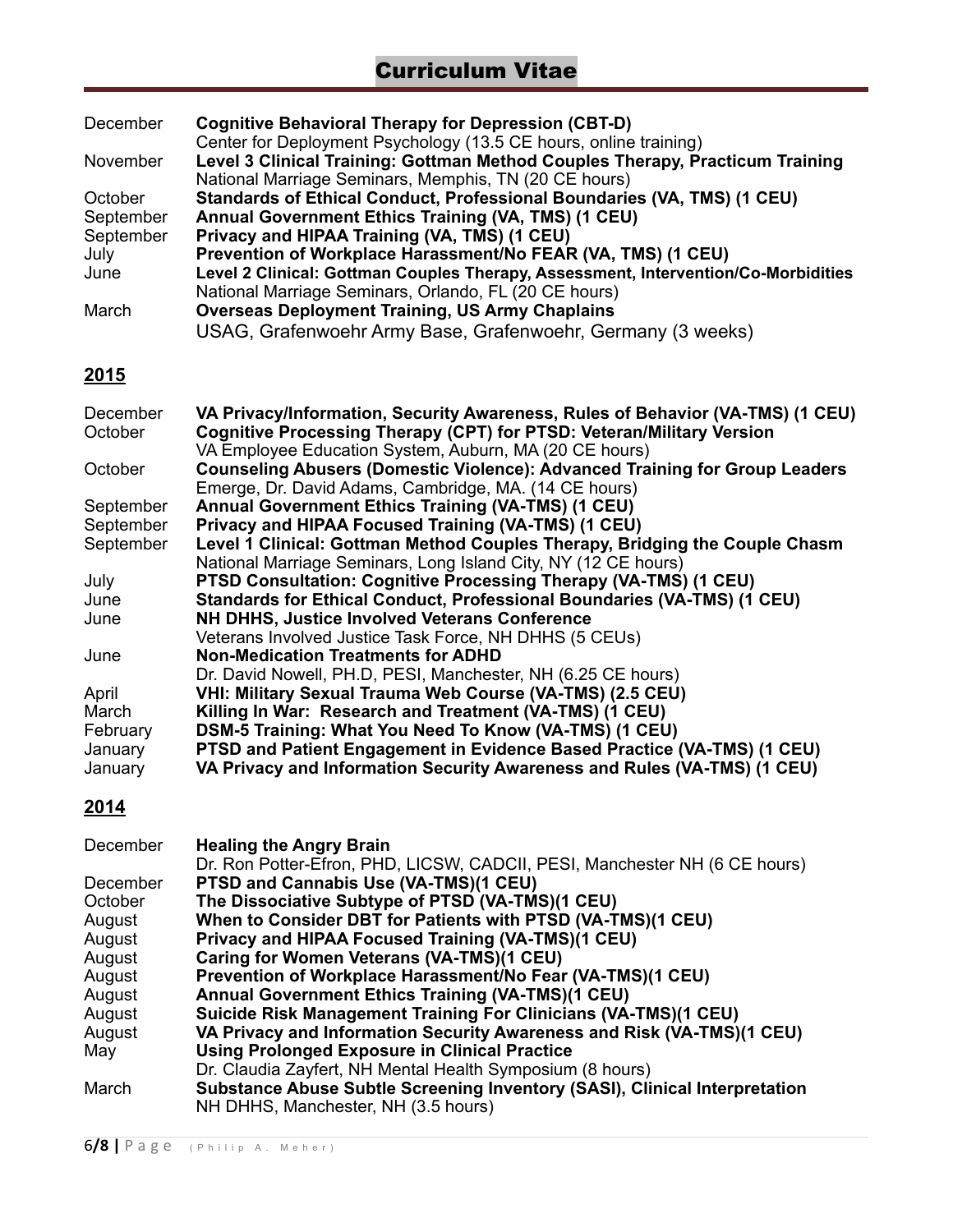December **Cognitive Behavioral Therapy for Depression (CBT-D)**
Center for Deployment Psychology (13.5 CE hours, online training)

November **Level 3 Clinical Training: Gottman Method Couples Therapy, Practicum Training**
National Marriage Seminars, Memphis, TN (20 CE hours)

October **Standards of Ethical Conduct, Professional Boundaries (VA, TMS) (1 CEU)**

September **Annual Government Ethics Training (VA, TMS) (1 CEU)**

September **Privacy and HIPAA Training (VA, TMS) (1 CEU)**

July **Prevention of Workplace Harassment/No FEAR (VA, TMS) (1 CEU)**

June **Level 2 Clinical: Gottman Couples Therapy, Assessment, Intervention/Co-Morbidities**
National Marriage Seminars, Orlando, FL (20 CE hours)

March **Overseas Deployment Training, US Army Chaplains**
USAG, Grafenwoehr Army Base, Grafenwoehr, Germany (3 weeks)

## 2015

December **VA Privacy/Information, Security Awareness, Rules of Behavior (VA-TMS) (1 CEU)**

October **Cognitive Processing Therapy (CPT) for PTSD: Veteran/Military Version**
VA Employee Education System, Auburn, MA (20 CE hours)

October **Counseling Abusers (Domestic Violence): Advanced Training for Group Leaders**
Emerge, Dr. David Adams, Cambridge, MA. (14 CE hours)

September **Annual Government Ethics Training (VA-TMS) (1 CEU)**

September **Privacy and HIPAA Focused Training (VA-TMS) (1 CEU)**

September **Level 1 Clinical: Gottman Method Couples Therapy, Bridging the Couple Chasm**
National Marriage Seminars, Long Island City, NY (12 CE hours)

July **PTSD Consultation: Cognitive Processing Therapy (VA-TMS) (1 CEU)**

June **Standards for Ethical Conduct, Professional Boundaries (VA-TMS) (1 CEU)**

June **NH DHHS, Justice Involved Veterans Conference**
Veterans Involved Justice Task Force, NH DHHS (5 CEUs)

June **Non-Medication Treatments for ADHD**
Dr. David Nowell, PH.D, PESI, Manchester, NH (6.25 CE hours)

April **VHI: Military Sexual Trauma Web Course (VA-TMS) (2.5 CEU)**

March **Killing In War: Research and Treatment (VA-TMS) (1 CEU)**

February **DSM-5 Training: What You Need To Know (VA-TMS) (1 CEU)**

January **PTSD and Patient Engagement in Evidence Based Practice (VA-TMS) (1 CEU)**

January **VA Privacy and Information Security Awareness and Rules (VA-TMS) (1 CEU)**

## 2014

December **Healing the Angry Brain**
Dr. Ron Potter-Efron, PHD, LICSW, CADCII, PESI, Manchester NH (6 CE hours)

December **PTSD and Cannabis Use (VA-TMS)(1 CEU)**

October **The Dissociative Subtype of PTSD (VA-TMS)(1 CEU)**

August **When to Consider DBT for Patients with PTSD (VA-TMS)(1 CEU)**

August **Privacy and HIPAA Focused Training (VA-TMS)(1 CEU)**

August **Caring for Women Veterans (VA-TMS)(1 CEU)**

August **Prevention of Workplace Harassment/No Fear (VA-TMS)(1 CEU)**

August **Annual Government Ethics Training (VA-TMS)(1 CEU)**

August **Suicide Risk Management Training For Clinicians (VA-TMS)(1 CEU)**

August **VA Privacy and Information Security Awareness and Risk (VA-TMS)(1 CEU)**

May **Using Prolonged Exposure in Clinical Practice**
Dr. Claudia Zayfert, NH Mental Health Symposium (8 hours)

March **Substance Abuse Subtle Screening Inventory (SASI), Clinical Interpretation**
NH DHHS, Manchester, NH (3.5 hours)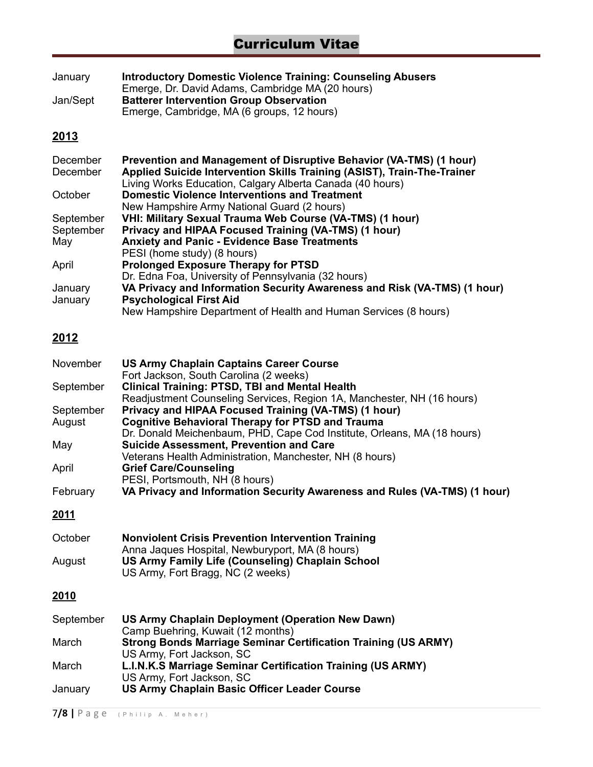| | |
|---|---|
| January | **Introductory Domestic Violence Training: Counseling Abusers**<br>Emerge, Dr. David Adams, Cambridge MA (20 hours) |
| Jan/Sept | **Batterer Intervention Group Observation**<br>Emerge, Cambridge, MA (6 groups, 12 hours) |

## 2013

| | |
|---|---|
| December | **Prevention and Management of Disruptive Behavior (VA-TMS) (1 hour)** |
| December | **Applied Suicide Intervention Skills Training (ASIST), Train-The-Trainer**<br>Living Works Education, Calgary Alberta Canada (40 hours) |
| October | **Domestic Violence Interventions and Treatment**<br>New Hampshire Army National Guard (2 hours) |
| September | **VHI: Military Sexual Trauma Web Course (VA-TMS) (1 hour)** |
| September | **Privacy and HIPAA Focused Training (VA-TMS) (1 hour)** |
| May | **Anxiety and Panic - Evidence Base Treatments**<br>PESI (home study) (8 hours) |
| April | **Prolonged Exposure Therapy for PTSD**<br>Dr. Edna Foa, University of Pennsylvania (32 hours) |
| January | **VA Privacy and Information Security Awareness and Risk (VA-TMS) (1 hour)** |
| January | **Psychological First Aid**<br>New Hampshire Department of Health and Human Services (8 hours) |

## 2012

| | |
|---|---|
| November | **US Army Chaplain Captains Career Course**<br>Fort Jackson, South Carolina (2 weeks) |
| September | **Clinical Training: PTSD, TBI and Mental Health**<br>Readjustment Counseling Services, Region 1A, Manchester, NH (16 hours) |
| September | **Privacy and HIPAA Focused Training (VA-TMS) (1 hour)** |
| August | **Cognitive Behavioral Therapy for PTSD and Trauma**<br>Dr. Donald Meichenbaum, PHD, Cape Cod Institute, Orleans, MA (18 hours) |
| May | **Suicide Assessment, Prevention and Care**<br>Veterans Health Administration, Manchester, NH (8 hours) |
| April | **Grief Care/Counseling**<br>PESI, Portsmouth, NH (8 hours) |
| February | **VA Privacy and Information Security Awareness and Rules (VA-TMS) (1 hour)** |

## 2011

| | |
|---|---|
| October | **Nonviolent Crisis Prevention Intervention Training**<br>Anna Jaques Hospital, Newburyport, MA (8 hours) |
| August | **US Army Family Life (Counseling) Chaplain School**<br>US Army, Fort Bragg, NC (2 weeks) |

## 2010

| | |
|---|---|
| September | **US Army Chaplain Deployment (Operation New Dawn)**<br>Camp Buehring, Kuwait (12 months) |
| March | **Strong Bonds Marriage Seminar Certification Training (US ARMY)**<br>US Army, Fort Jackson, SC |
| March | **L.I.N.K.S Marriage Seminar Certification Training (US ARMY)**<br>US Army, Fort Jackson, SC |
| January | **US Army Chaplain Basic Officer Leader Course** |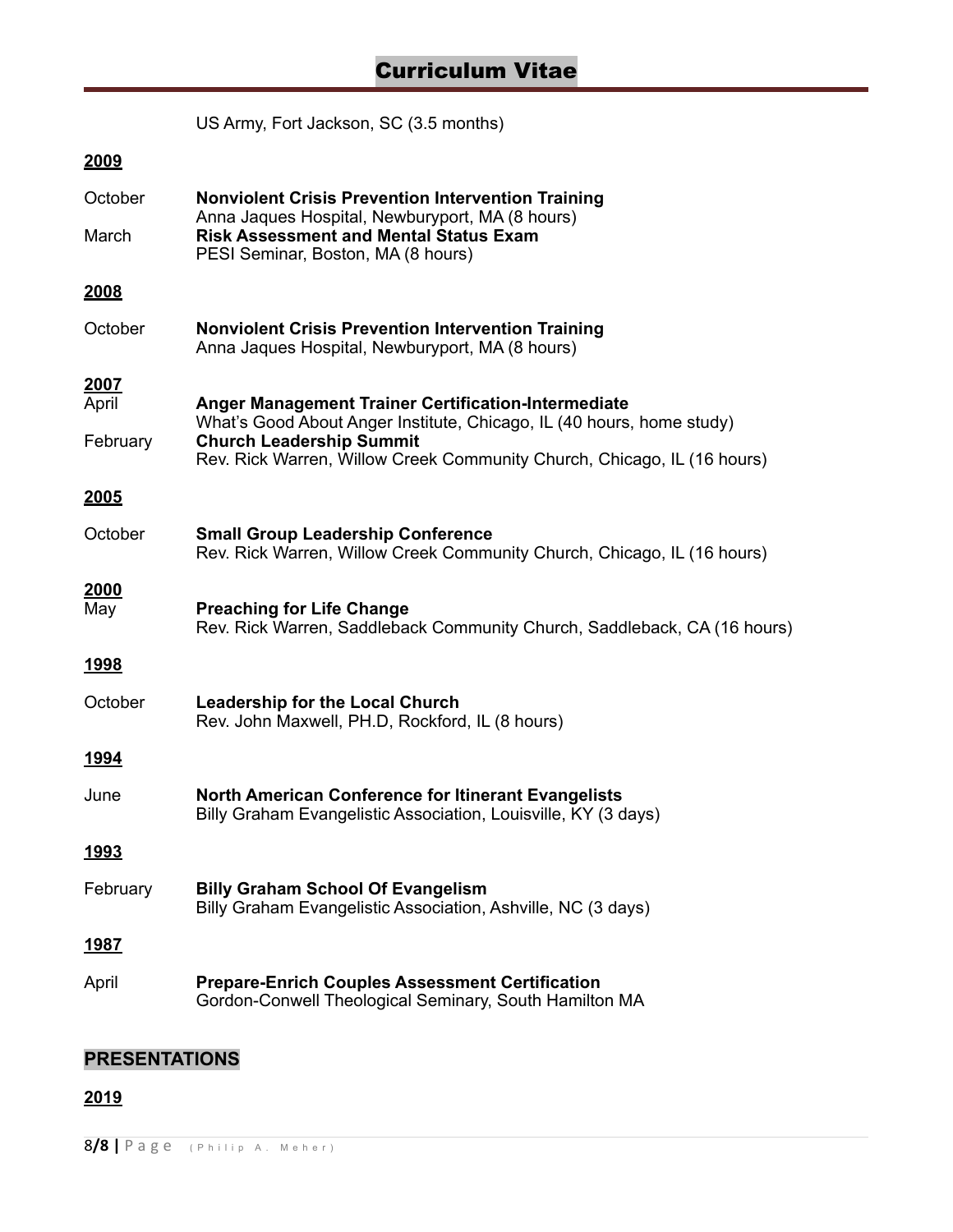US Army, Fort Jackson, SC (3.5 months)

**2009**

October **Nonviolent Crisis Prevention Intervention Training**
Anna Jaques Hospital, Newburyport, MA (8 hours)

March **Risk Assessment and Mental Status Exam**
PESI Seminar, Boston, MA (8 hours)

**2008**

October **Nonviolent Crisis Prevention Intervention Training**
Anna Jaques Hospital, Newburyport, MA (8 hours)

**2007**

April **Anger Management Trainer Certification-Intermediate**
What's Good About Anger Institute, Chicago, IL (40 hours, home study)

February **Church Leadership Summit**
Rev. Rick Warren, Willow Creek Community Church, Chicago, IL (16 hours)

**2005**

October **Small Group Leadership Conference**
Rev. Rick Warren, Willow Creek Community Church, Chicago, IL (16 hours)

**2000**

May **Preaching for Life Change**
Rev. Rick Warren, Saddleback Community Church, Saddleback, CA (16 hours)

**1998**

October **Leadership for the Local Church**
Rev. John Maxwell, PH.D, Rockford, IL (8 hours)

**1994**

June **North American Conference for Itinerant Evangelists**
Billy Graham Evangelistic Association, Louisville, KY (3 days)

**1993**

February **Billy Graham School Of Evangelism**
Billy Graham Evangelistic Association, Ashville, NC (3 days)

**1987**

April **Prepare-Enrich Couples Assessment Certification**
Gordon-Conwell Theological Seminary, South Hamilton MA

## PRESENTATIONS

**2019**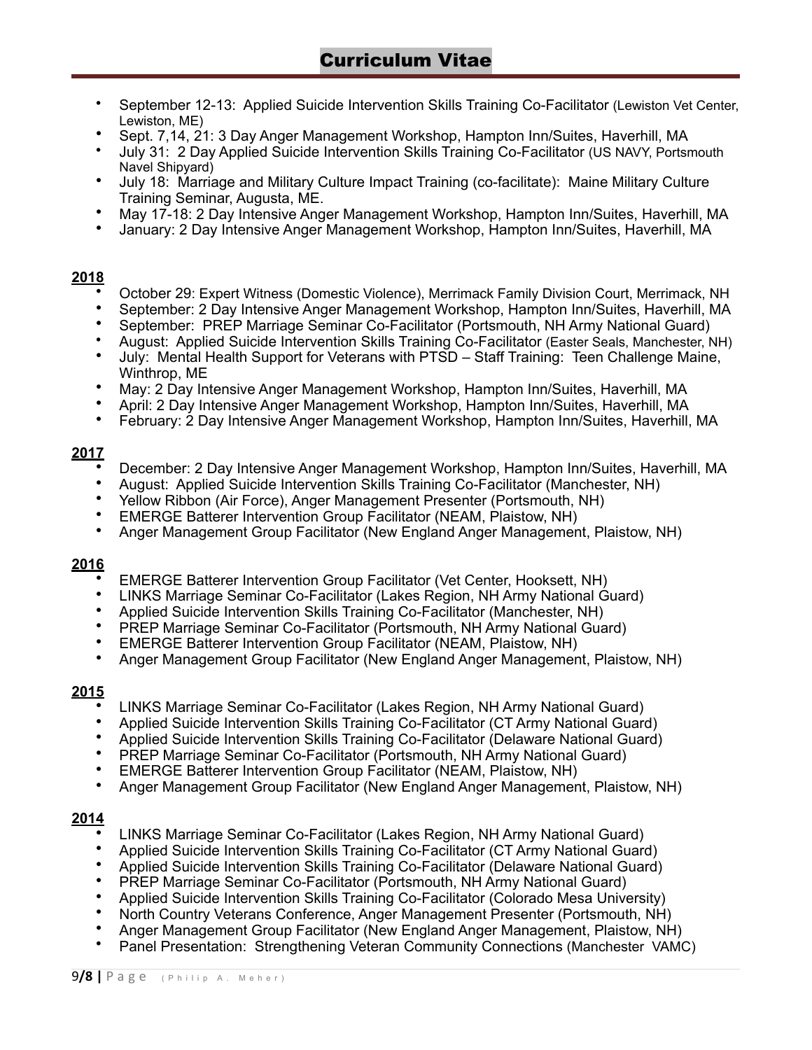- September 12-13: Applied Suicide Intervention Skills Training Co-Facilitator (Lewiston Vet Center, Lewiston, ME)
- Sept. 7,14, 21: 3 Day Anger Management Workshop, Hampton Inn/Suites, Haverhill, MA
- July 31: 2 Day Applied Suicide Intervention Skills Training Co-Facilitator (US NAVY, Portsmouth Navel Shipyard)
- July 18: Marriage and Military Culture Impact Training (co-facilitate): Maine Military Culture Training Seminar, Augusta, ME.
- May 17-18: 2 Day Intensive Anger Management Workshop, Hampton Inn/Suites, Haverhill, MA
- January: 2 Day Intensive Anger Management Workshop, Hampton Inn/Suites, Haverhill, MA

**2018**

- October 29: Expert Witness (Domestic Violence), Merrimack Family Division Court, Merrimack, NH
- September: 2 Day Intensive Anger Management Workshop, Hampton Inn/Suites, Haverhill, MA
- September: PREP Marriage Seminar Co-Facilitator (Portsmouth, NH Army National Guard)
- August: Applied Suicide Intervention Skills Training Co-Facilitator (Easter Seals, Manchester, NH)
- July: Mental Health Support for Veterans with PTSD – Staff Training: Teen Challenge Maine, Winthrop, ME
- May: 2 Day Intensive Anger Management Workshop, Hampton Inn/Suites, Haverhill, MA
- April: 2 Day Intensive Anger Management Workshop, Hampton Inn/Suites, Haverhill, MA
- February: 2 Day Intensive Anger Management Workshop, Hampton Inn/Suites, Haverhill, MA

**2017**

- December: 2 Day Intensive Anger Management Workshop, Hampton Inn/Suites, Haverhill, MA
- August: Applied Suicide Intervention Skills Training Co-Facilitator (Manchester, NH)
- Yellow Ribbon (Air Force), Anger Management Presenter (Portsmouth, NH)
- EMERGE Batterer Intervention Group Facilitator (NEAM, Plaistow, NH)
- Anger Management Group Facilitator (New England Anger Management, Plaistow, NH)

**2016**

- EMERGE Batterer Intervention Group Facilitator (Vet Center, Hooksett, NH)
- LINKS Marriage Seminar Co-Facilitator (Lakes Region, NH Army National Guard)
- Applied Suicide Intervention Skills Training Co-Facilitator (Manchester, NH)
- PREP Marriage Seminar Co-Facilitator (Portsmouth, NH Army National Guard)
- EMERGE Batterer Intervention Group Facilitator (NEAM, Plaistow, NH)
- Anger Management Group Facilitator (New England Anger Management, Plaistow, NH)

**2015**

- LINKS Marriage Seminar Co-Facilitator (Lakes Region, NH Army National Guard)
- Applied Suicide Intervention Skills Training Co-Facilitator (CT Army National Guard)
- Applied Suicide Intervention Skills Training Co-Facilitator (Delaware National Guard)
- PREP Marriage Seminar Co-Facilitator (Portsmouth, NH Army National Guard)
- EMERGE Batterer Intervention Group Facilitator (NEAM, Plaistow, NH)
- Anger Management Group Facilitator (New England Anger Management, Plaistow, NH)

**2014**

- LINKS Marriage Seminar Co-Facilitator (Lakes Region, NH Army National Guard)
- Applied Suicide Intervention Skills Training Co-Facilitator (CT Army National Guard)
- Applied Suicide Intervention Skills Training Co-Facilitator (Delaware National Guard)
- PREP Marriage Seminar Co-Facilitator (Portsmouth, NH Army National Guard)
- Applied Suicide Intervention Skills Training Co-Facilitator (Colorado Mesa University)
- North Country Veterans Conference, Anger Management Presenter (Portsmouth, NH)
- Anger Management Group Facilitator (New England Anger Management, Plaistow, NH)
- Panel Presentation: Strengthening Veteran Community Connections (Manchester VAMC)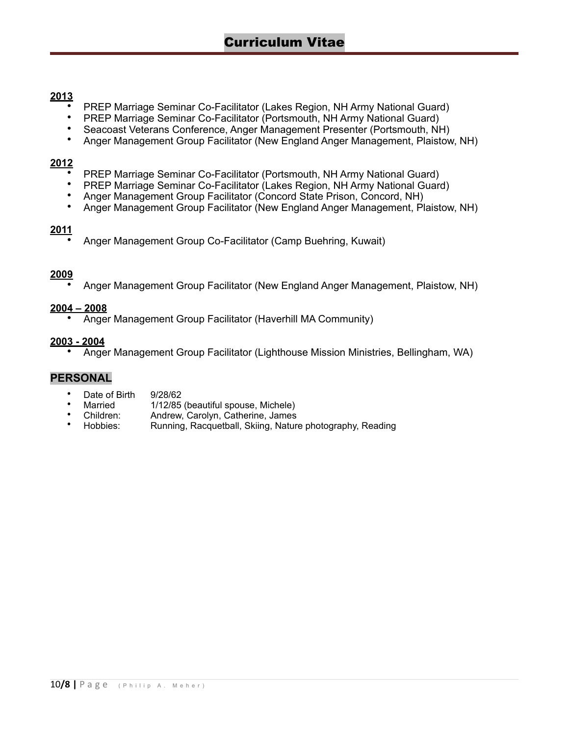**2013**

- PREP Marriage Seminar Co-Facilitator (Lakes Region, NH Army National Guard)
- PREP Marriage Seminar Co-Facilitator (Portsmouth, NH Army National Guard)
- Seacoast Veterans Conference, Anger Management Presenter (Portsmouth, NH)
- Anger Management Group Facilitator (New England Anger Management, Plaistow, NH)

**2012**

- PREP Marriage Seminar Co-Facilitator (Portsmouth, NH Army National Guard)
- PREP Marriage Seminar Co-Facilitator (Lakes Region, NH Army National Guard)
- Anger Management Group Facilitator (Concord State Prison, Concord, NH)
- Anger Management Group Facilitator (New England Anger Management, Plaistow, NH)

**2011**

- Anger Management Group Co-Facilitator (Camp Buehring, Kuwait)

**2009**

- Anger Management Group Facilitator (New England Anger Management, Plaistow, NH)

**2004 – 2008**

- Anger Management Group Facilitator (Haverhill MA Community)

**2003 - 2004**

- Anger Management Group Facilitator (Lighthouse Mission Ministries, Bellingham, WA)

## PERSONAL

- Date of Birth 9/28/62
- Married 1/12/85 (beautiful spouse, Michele)
- Children: Andrew, Carolyn, Catherine, James
- Hobbies: Running, Racquetball, Skiing, Nature photography, Reading